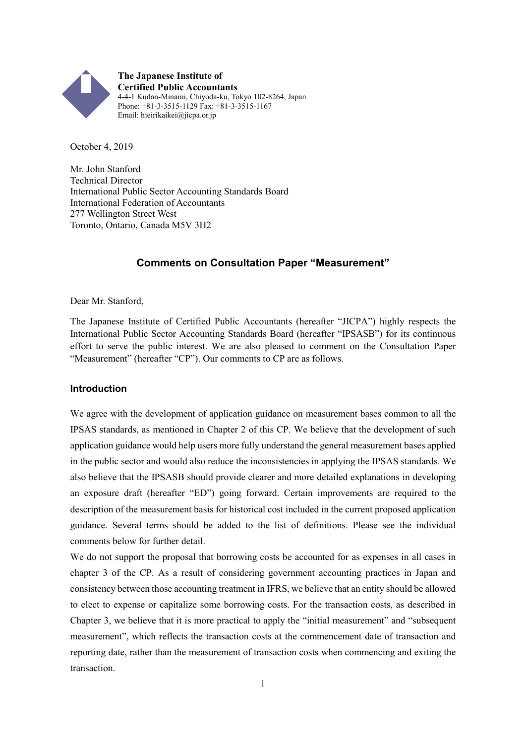**The Japanese Institute of Certified Public Accountants**
4-4-1 Kudan-Minami, Chiyoda-ku, Tokyo 102-8264, Japan
Phone: +81-3-3515-1129 Fax: +81-3-3515-1167
Email: hieirikaikei@jicpa.or.jp

October 4, 2019

Mr. John Stanford
Technical Director
International Public Sector Accounting Standards Board
International Federation of Accountants
277 Wellington Street West
Toronto, Ontario, Canada M5V 3H2

## Comments on Consultation Paper "Measurement"

Dear Mr. Stanford,

The Japanese Institute of Certified Public Accountants (hereafter "JICPA") highly respects the International Public Sector Accounting Standards Board (hereafter "IPSASB") for its continuous effort to serve the public interest. We are also pleased to comment on the Consultation Paper "Measurement" (hereafter "CP"). Our comments to CP are as follows.

### Introduction

We agree with the development of application guidance on measurement bases common to all the IPSAS standards, as mentioned in Chapter 2 of this CP. We believe that the development of such application guidance would help users more fully understand the general measurement bases applied in the public sector and would also reduce the inconsistencies in applying the IPSAS standards. We also believe that the IPSASB should provide clearer and more detailed explanations in developing an exposure draft (hereafter "ED") going forward. Certain improvements are required to the description of the measurement basis for historical cost included in the current proposed application guidance. Several terms should be added to the list of definitions. Please see the individual comments below for further detail.

We do not support the proposal that borrowing costs be accounted for as expenses in all cases in chapter 3 of the CP. As a result of considering government accounting practices in Japan and consistency between those accounting treatment in IFRS, we believe that an entity should be allowed to elect to expense or capitalize some borrowing costs. For the transaction costs, as described in Chapter 3, we believe that it is more practical to apply the "initial measurement" and "subsequent measurement", which reflects the transaction costs at the commencement date of transaction and reporting date, rather than the measurement of transaction costs when commencing and exiting the transaction.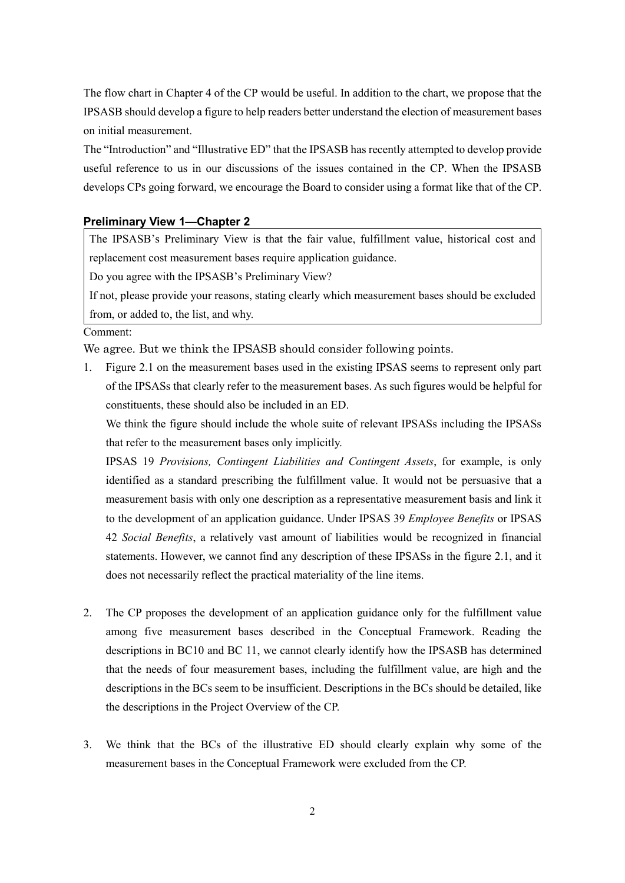The flow chart in Chapter 4 of the CP would be useful. In addition to the chart, we propose that the IPSASB should develop a figure to help readers better understand the election of measurement bases on initial measurement.

The "Introduction" and "Illustrative ED" that the IPSASB has recently attempted to develop provide useful reference to us in our discussions of the issues contained in the CP. When the IPSASB develops CPs going forward, we encourage the Board to consider using a format like that of the CP.

### Preliminary View 1—Chapter 2

> The IPSASB's Preliminary View is that the fair value, fulfillment value, historical cost and replacement cost measurement bases require application guidance.
>
> Do you agree with the IPSASB's Preliminary View?
>
> If not, please provide your reasons, stating clearly which measurement bases should be excluded from, or added to, the list, and why.

Comment:

We agree. But we think the IPSASB should consider following points.

1. Figure 2.1 on the measurement bases used in the existing IPSAS seems to represent only part of the IPSASs that clearly refer to the measurement bases. As such figures would be helpful for constituents, these should also be included in an ED.

   We think the figure should include the whole suite of relevant IPSASs including the IPSASs that refer to the measurement bases only implicitly.

   IPSAS 19 *Provisions, Contingent Liabilities and Contingent Assets*, for example, is only identified as a standard prescribing the fulfillment value. It would not be persuasive that a measurement basis with only one description as a representative measurement basis and link it to the development of an application guidance. Under IPSAS 39 *Employee Benefits* or IPSAS 42 *Social Benefits*, a relatively vast amount of liabilities would be recognized in financial statements. However, we cannot find any description of these IPSASs in the figure 2.1, and it does not necessarily reflect the practical materiality of the line items.

2. The CP proposes the development of an application guidance only for the fulfillment value among five measurement bases described in the Conceptual Framework. Reading the descriptions in BC10 and BC 11, we cannot clearly identify how the IPSASB has determined that the needs of four measurement bases, including the fulfillment value, are high and the descriptions in the BCs seem to be insufficient. Descriptions in the BCs should be detailed, like the descriptions in the Project Overview of the CP.

3. We think that the BCs of the illustrative ED should clearly explain why some of the measurement bases in the Conceptual Framework were excluded from the CP.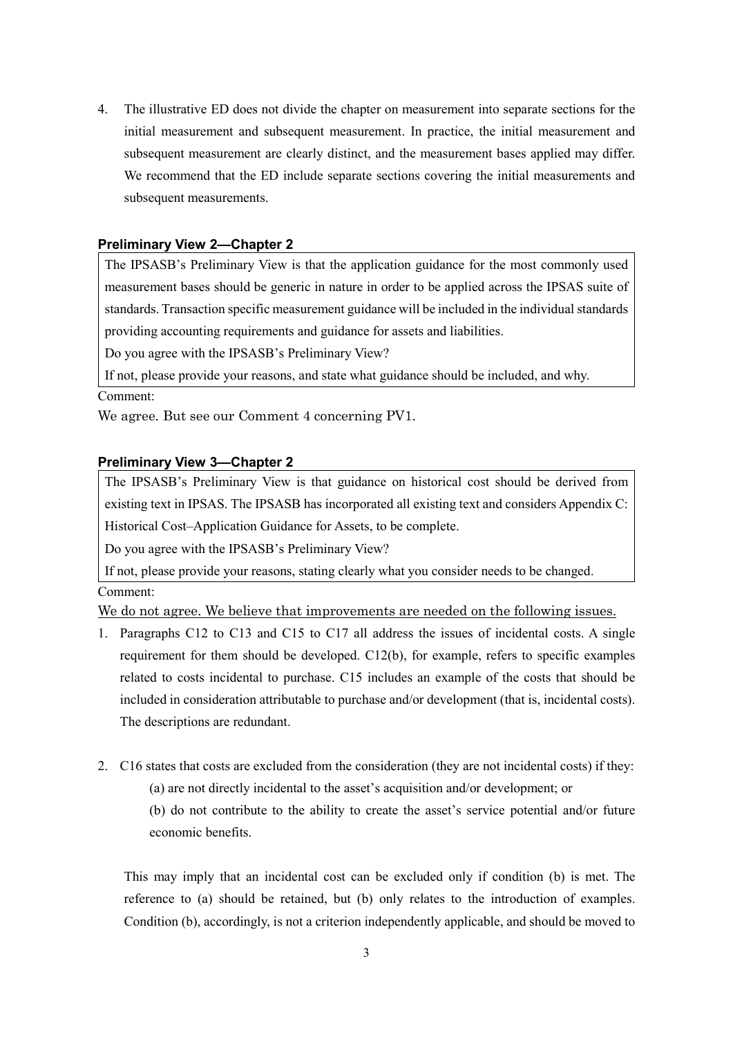4. The illustrative ED does not divide the chapter on measurement into separate sections for the initial measurement and subsequent measurement. In practice, the initial measurement and subsequent measurement are clearly distinct, and the measurement bases applied may differ. We recommend that the ED include separate sections covering the initial measurements and subsequent measurements.

### Preliminary View 2—Chapter 2

> The IPSASB's Preliminary View is that the application guidance for the most commonly used measurement bases should be generic in nature in order to be applied across the IPSAS suite of standards. Transaction specific measurement guidance will be included in the individual standards providing accounting requirements and guidance for assets and liabilities.
>
> Do you agree with the IPSASB's Preliminary View?
>
> If not, please provide your reasons, and state what guidance should be included, and why.

Comment:

We agree. But see our Comment 4 concerning PV1.

### Preliminary View 3—Chapter 2

> The IPSASB's Preliminary View is that guidance on historical cost should be derived from existing text in IPSAS. The IPSASB has incorporated all existing text and considers Appendix C: Historical Cost–Application Guidance for Assets, to be complete.
>
> Do you agree with the IPSASB's Preliminary View?
>
> If not, please provide your reasons, stating clearly what you consider needs to be changed.

Comment:

<u>We do not agree. We believe that improvements are needed on the following issues.</u>

1. Paragraphs C12 to C13 and C15 to C17 all address the issues of incidental costs. A single requirement for them should be developed. C12(b), for example, refers to specific examples related to costs incidental to purchase. C15 includes an example of the costs that should be included in consideration attributable to purchase and/or development (that is, incidental costs). The descriptions are redundant.

2. C16 states that costs are excluded from the consideration (they are not incidental costs) if they:

   (a) are not directly incidental to the asset's acquisition and/or development; or

   (b) do not contribute to the ability to create the asset's service potential and/or future economic benefits.

   This may imply that an incidental cost can be excluded only if condition (b) is met. The reference to (a) should be retained, but (b) only relates to the introduction of examples. Condition (b), accordingly, is not a criterion independently applicable, and should be moved to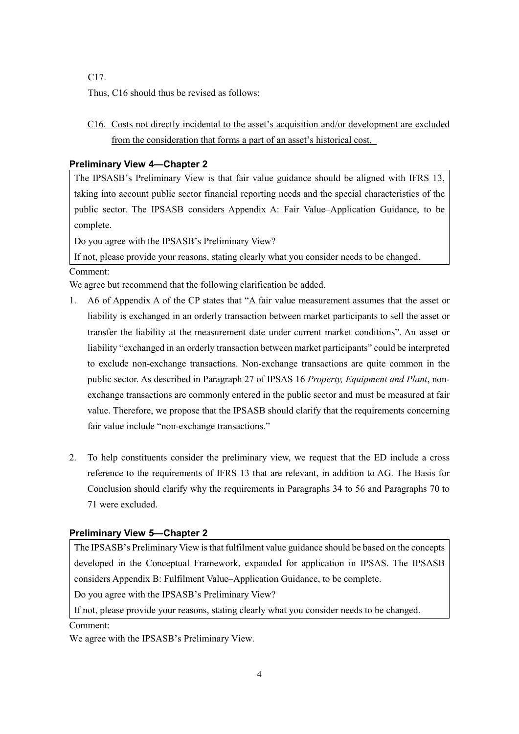C17.

Thus, C16 should thus be revised as follows:

<u>C16. Costs not directly incidental to the asset's acquisition and/or development are excluded from the consideration that forms a part of an asset's historical cost.</u>

**Preliminary View 4—Chapter 2**

> The IPSASB's Preliminary View is that fair value guidance should be aligned with IFRS 13, taking into account public sector financial reporting needs and the special characteristics of the public sector. The IPSASB considers Appendix A: Fair Value–Application Guidance, to be complete.
>
> Do you agree with the IPSASB's Preliminary View?
>
> If not, please provide your reasons, stating clearly what you consider needs to be changed.

Comment:

We agree but recommend that the following clarification be added.

1. A6 of Appendix A of the CP states that "A fair value measurement assumes that the asset or liability is exchanged in an orderly transaction between market participants to sell the asset or transfer the liability at the measurement date under current market conditions". An asset or liability "exchanged in an orderly transaction between market participants" could be interpreted to exclude non-exchange transactions. Non-exchange transactions are quite common in the public sector. As described in Paragraph 27 of IPSAS 16 *Property, Equipment and Plant*, non-exchange transactions are commonly entered in the public sector and must be measured at fair value. Therefore, we propose that the IPSASB should clarify that the requirements concerning fair value include "non-exchange transactions."

2. To help constituents consider the preliminary view, we request that the ED include a cross reference to the requirements of IFRS 13 that are relevant, in addition to AG. The Basis for Conclusion should clarify why the requirements in Paragraphs 34 to 56 and Paragraphs 70 to 71 were excluded.

**Preliminary View 5—Chapter 2**

> The IPSASB's Preliminary View is that fulfilment value guidance should be based on the concepts developed in the Conceptual Framework, expanded for application in IPSAS. The IPSASB considers Appendix B: Fulfilment Value–Application Guidance, to be complete.
>
> Do you agree with the IPSASB's Preliminary View?
>
> If not, please provide your reasons, stating clearly what you consider needs to be changed.

Comment:

We agree with the IPSASB's Preliminary View.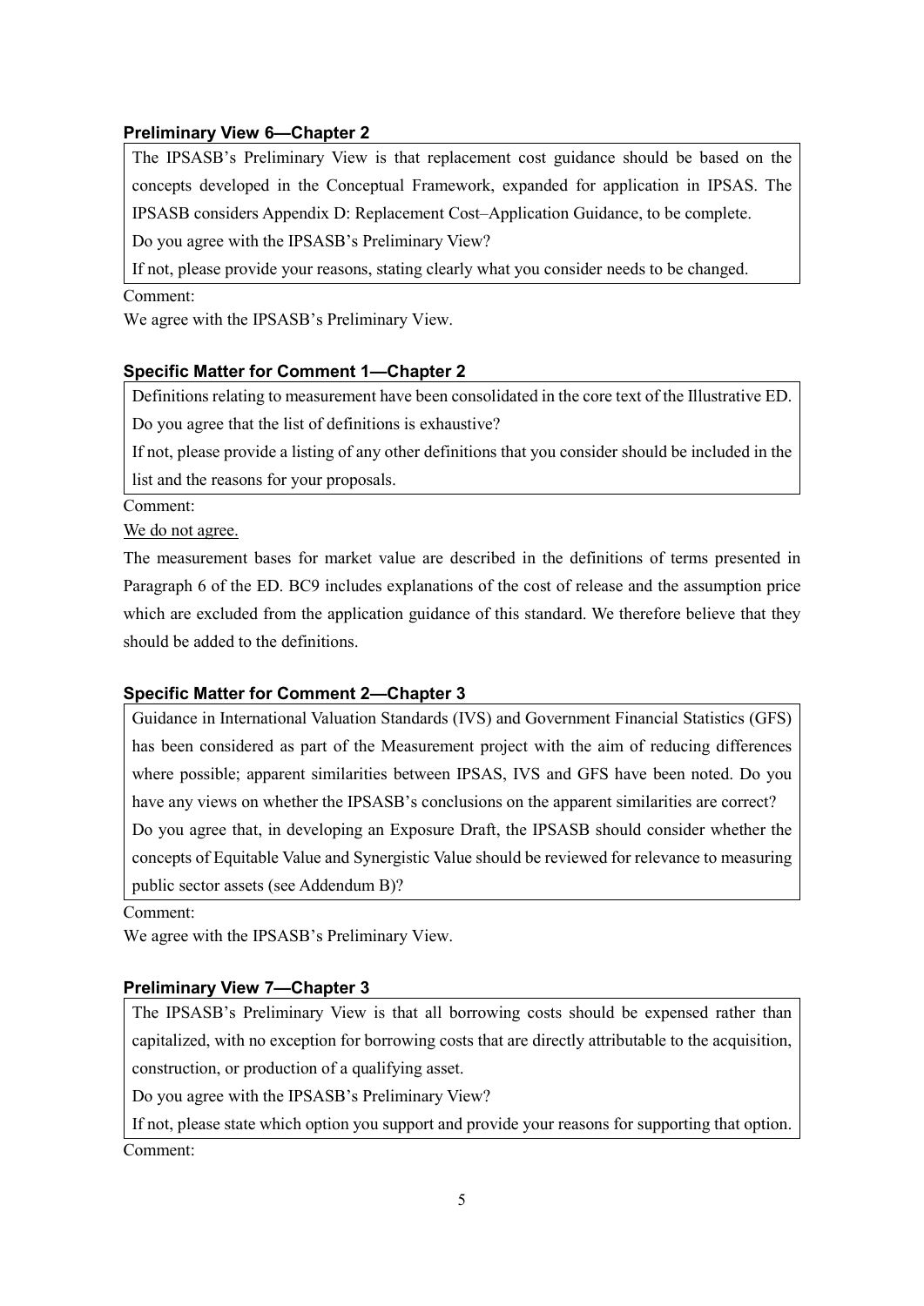### Preliminary View 6—Chapter 2

> The IPSASB's Preliminary View is that replacement cost guidance should be based on the concepts developed in the Conceptual Framework, expanded for application in IPSAS. The IPSASB considers Appendix D: Replacement Cost–Application Guidance, to be complete.
>
> Do you agree with the IPSASB's Preliminary View?
>
> If not, please provide your reasons, stating clearly what you consider needs to be changed.

Comment:

We agree with the IPSASB's Preliminary View.

### Specific Matter for Comment 1—Chapter 2

> Definitions relating to measurement have been consolidated in the core text of the Illustrative ED.
>
> Do you agree that the list of definitions is exhaustive?
>
> If not, please provide a listing of any other definitions that you consider should be included in the list and the reasons for your proposals.

Comment:

<u>We do not agree.</u>

The measurement bases for market value are described in the definitions of terms presented in Paragraph 6 of the ED. BC9 includes explanations of the cost of release and the assumption price which are excluded from the application guidance of this standard. We therefore believe that they should be added to the definitions.

### Specific Matter for Comment 2—Chapter 3

> Guidance in International Valuation Standards (IVS) and Government Financial Statistics (GFS) has been considered as part of the Measurement project with the aim of reducing differences where possible; apparent similarities between IPSAS, IVS and GFS have been noted. Do you have any views on whether the IPSASB's conclusions on the apparent similarities are correct?
>
> Do you agree that, in developing an Exposure Draft, the IPSASB should consider whether the concepts of Equitable Value and Synergistic Value should be reviewed for relevance to measuring public sector assets (see Addendum B)?

Comment:

We agree with the IPSASB's Preliminary View.

### Preliminary View 7—Chapter 3

> The IPSASB's Preliminary View is that all borrowing costs should be expensed rather than capitalized, with no exception for borrowing costs that are directly attributable to the acquisition, construction, or production of a qualifying asset.
>
> Do you agree with the IPSASB's Preliminary View?
>
> If not, please state which option you support and provide your reasons for supporting that option.

Comment: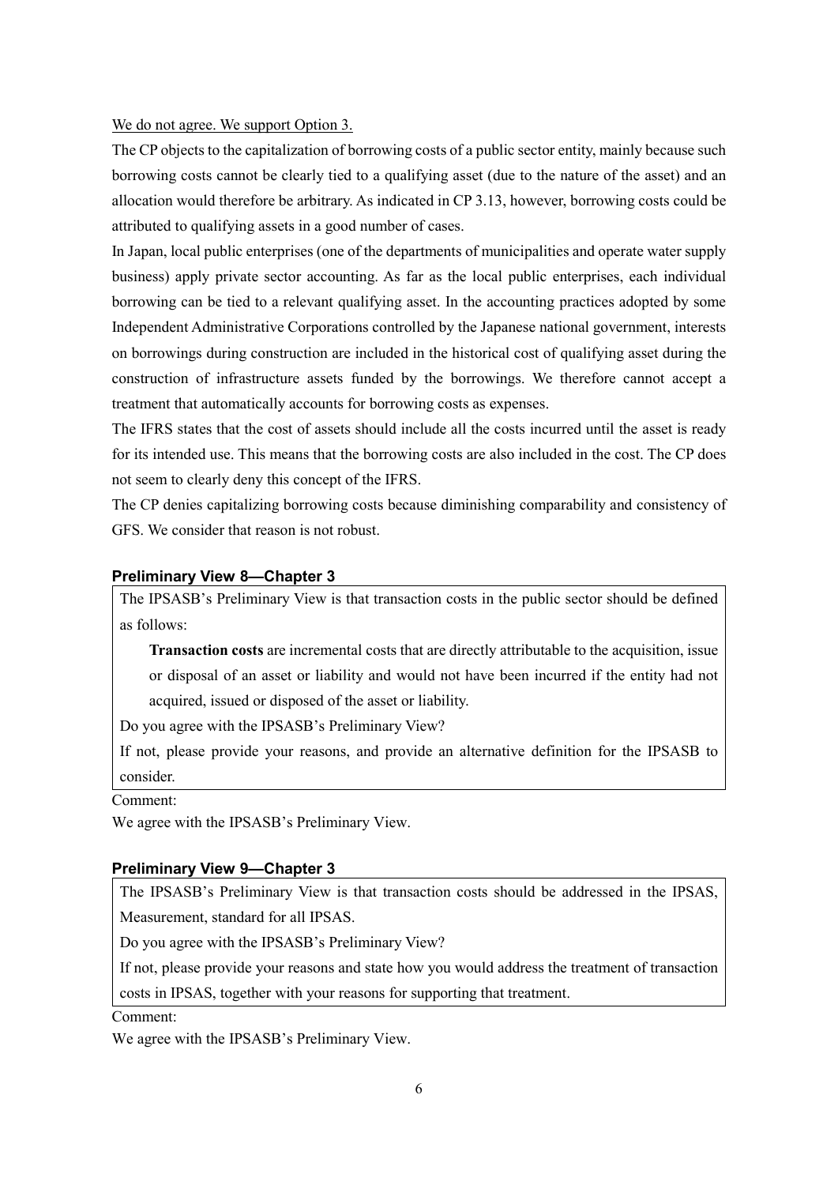<u>We do not agree. We support Option 3.</u>

The CP objects to the capitalization of borrowing costs of a public sector entity, mainly because such borrowing costs cannot be clearly tied to a qualifying asset (due to the nature of the asset) and an allocation would therefore be arbitrary. As indicated in CP 3.13, however, borrowing costs could be attributed to qualifying assets in a good number of cases.

In Japan, local public enterprises (one of the departments of municipalities and operate water supply business) apply private sector accounting. As far as the local public enterprises, each individual borrowing can be tied to a relevant qualifying asset. In the accounting practices adopted by some Independent Administrative Corporations controlled by the Japanese national government, interests on borrowings during construction are included in the historical cost of qualifying asset during the construction of infrastructure assets funded by the borrowings. We therefore cannot accept a treatment that automatically accounts for borrowing costs as expenses.

The IFRS states that the cost of assets should include all the costs incurred until the asset is ready for its intended use. This means that the borrowing costs are also included in the cost. The CP does not seem to clearly deny this concept of the IFRS.

The CP denies capitalizing borrowing costs because diminishing comparability and consistency of GFS. We consider that reason is not robust.

### Preliminary View 8—Chapter 3

> The IPSASB's Preliminary View is that transaction costs in the public sector should be defined as follows:
>
> **Transaction costs** are incremental costs that are directly attributable to the acquisition, issue or disposal of an asset or liability and would not have been incurred if the entity had not acquired, issued or disposed of the asset or liability.
>
> Do you agree with the IPSASB's Preliminary View?
>
> If not, please provide your reasons, and provide an alternative definition for the IPSASB to consider.

Comment:

We agree with the IPSASB's Preliminary View.

### Preliminary View 9—Chapter 3

> The IPSASB's Preliminary View is that transaction costs should be addressed in the IPSAS, Measurement, standard for all IPSAS.
>
> Do you agree with the IPSASB's Preliminary View?
>
> If not, please provide your reasons and state how you would address the treatment of transaction costs in IPSAS, together with your reasons for supporting that treatment.

Comment:

We agree with the IPSASB's Preliminary View.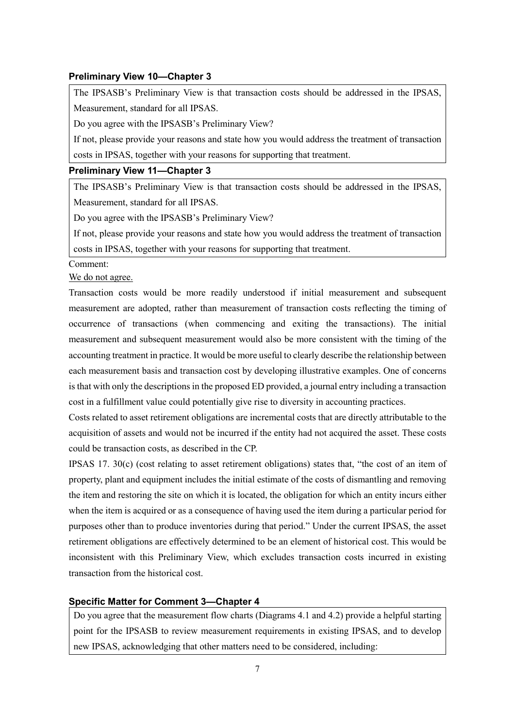**Preliminary View 10—Chapter 3**

> The IPSASB's Preliminary View is that transaction costs should be addressed in the IPSAS, Measurement, standard for all IPSAS.
>
> Do you agree with the IPSASB's Preliminary View?
>
> If not, please provide your reasons and state how you would address the treatment of transaction costs in IPSAS, together with your reasons for supporting that treatment.

**Preliminary View 11—Chapter 3**

> The IPSASB's Preliminary View is that transaction costs should be addressed in the IPSAS, Measurement, standard for all IPSAS.
>
> Do you agree with the IPSASB's Preliminary View?
>
> If not, please provide your reasons and state how you would address the treatment of transaction costs in IPSAS, together with your reasons for supporting that treatment.

Comment:

<u>We do not agree.</u>

Transaction costs would be more readily understood if initial measurement and subsequent measurement are adopted, rather than measurement of transaction costs reflecting the timing of occurrence of transactions (when commencing and exiting the transactions). The initial measurement and subsequent measurement would also be more consistent with the timing of the accounting treatment in practice. It would be more useful to clearly describe the relationship between each measurement basis and transaction cost by developing illustrative examples. One of concerns is that with only the descriptions in the proposed ED provided, a journal entry including a transaction cost in a fulfillment value could potentially give rise to diversity in accounting practices.

Costs related to asset retirement obligations are incremental costs that are directly attributable to the acquisition of assets and would not be incurred if the entity had not acquired the asset. These costs could be transaction costs, as described in the CP.

IPSAS 17. 30(c) (cost relating to asset retirement obligations) states that, "the cost of an item of property, plant and equipment includes the initial estimate of the costs of dismantling and removing the item and restoring the site on which it is located, the obligation for which an entity incurs either when the item is acquired or as a consequence of having used the item during a particular period for purposes other than to produce inventories during that period." Under the current IPSAS, the asset retirement obligations are effectively determined to be an element of historical cost. This would be inconsistent with this Preliminary View, which excludes transaction costs incurred in existing transaction from the historical cost.

**Specific Matter for Comment 3—Chapter 4**

> Do you agree that the measurement flow charts (Diagrams 4.1 and 4.2) provide a helpful starting point for the IPSASB to review measurement requirements in existing IPSAS, and to develop new IPSAS, acknowledging that other matters need to be considered, including: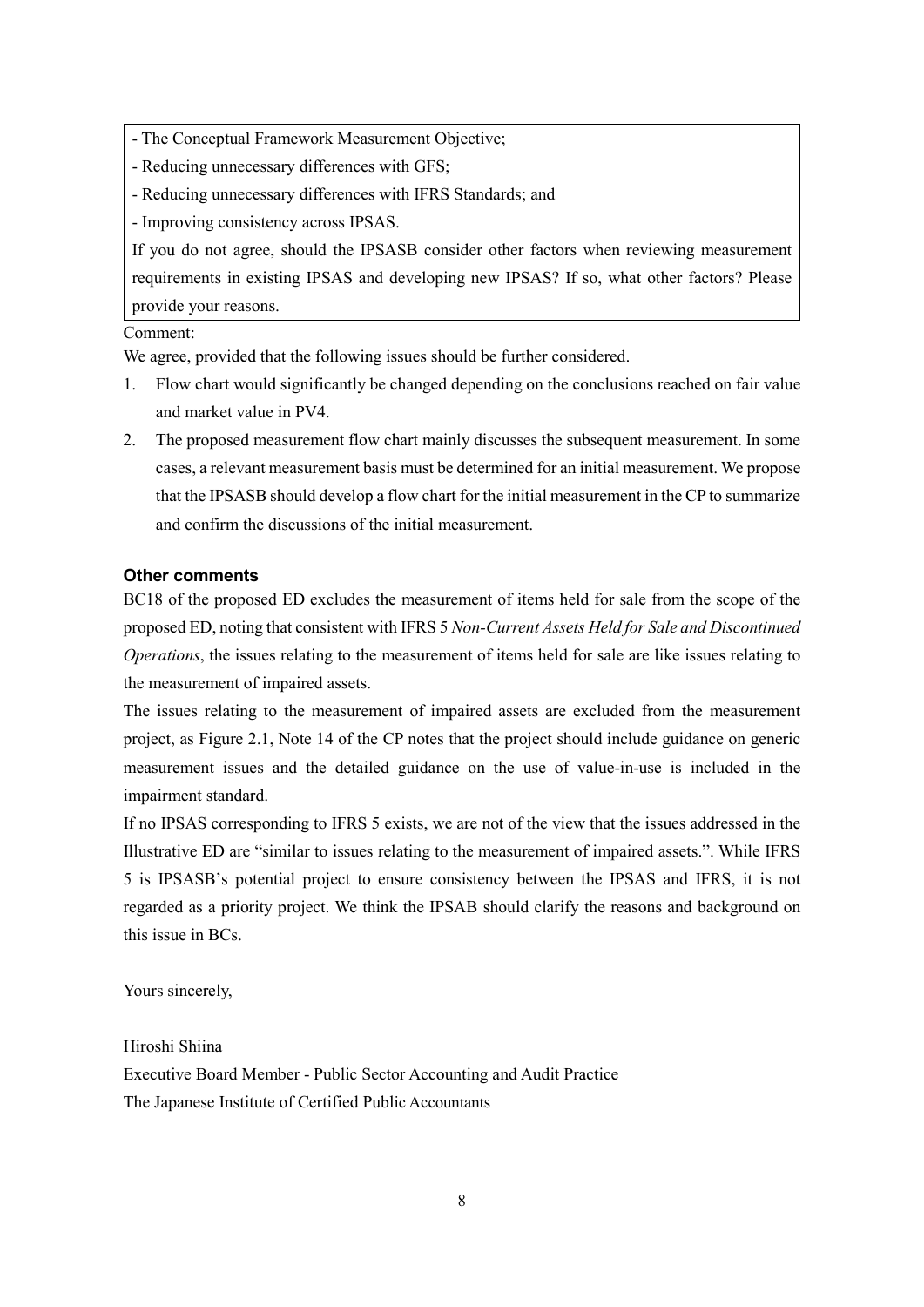- The Conceptual Framework Measurement Objective;

- Reducing unnecessary differences with GFS;

- Reducing unnecessary differences with IFRS Standards; and

- Improving consistency across IPSAS.

If you do not agree, should the IPSASB consider other factors when reviewing measurement requirements in existing IPSAS and developing new IPSAS? If so, what other factors? Please provide your reasons.

Comment:

We agree, provided that the following issues should be further considered.

1. Flow chart would significantly be changed depending on the conclusions reached on fair value and market value in PV4.
2. The proposed measurement flow chart mainly discusses the subsequent measurement. In some cases, a relevant measurement basis must be determined for an initial measurement. We propose that the IPSASB should develop a flow chart for the initial measurement in the CP to summarize and confirm the discussions of the initial measurement.

### Other comments

BC18 of the proposed ED excludes the measurement of items held for sale from the scope of the proposed ED, noting that consistent with IFRS 5 *Non-Current Assets Held for Sale and Discontinued Operations*, the issues relating to the measurement of items held for sale are like issues relating to the measurement of impaired assets.

The issues relating to the measurement of impaired assets are excluded from the measurement project, as Figure 2.1, Note 14 of the CP notes that the project should include guidance on generic measurement issues and the detailed guidance on the use of value-in-use is included in the impairment standard.

If no IPSAS corresponding to IFRS 5 exists, we are not of the view that the issues addressed in the Illustrative ED are "similar to issues relating to the measurement of impaired assets.". While IFRS 5 is IPSASB's potential project to ensure consistency between the IPSAS and IFRS, it is not regarded as a priority project. We think the IPSAB should clarify the reasons and background on this issue in BCs.

Yours sincerely,

Hiroshi Shiina

Executive Board Member - Public Sector Accounting and Audit Practice

The Japanese Institute of Certified Public Accountants